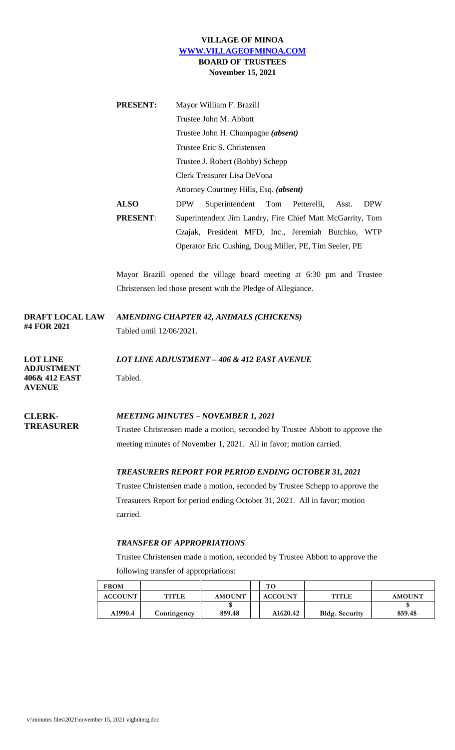# VILLAGE OF MINOA
**WWW.VILLAGEOFMINOA.COM**
## BOARD OF TRUSTEES
**November 15, 2021**

**PRESENT:**
Mayor William F. Brazill
Trustee John M. Abbott
Trustee John H. Champagne *(absent)*
Trustee Eric S. Christensen
Trustee J. Robert (Bobby) Schepp
Clerk Treasurer Lisa DeVona
Attorney Courtney Hills, Esq. *(absent)*

**ALSO PRESENT:** DPW Superintendent Tom Petterelli, Asst. DPW Superintendent Jim Landry, Fire Chief Matt McGarrity, Tom Czajak, President MFD, Inc., Jeremiah Butchko, WTP Operator Eric Cushing, Doug Miller, PE, Tim Seeler, PE

Mayor Brazill opened the village board meeting at 6:30 pm and Trustee Christensen led those present with the Pledge of Allegiance.

**DRAFT LOCAL LAW #4 FOR 2021**

***AMENDING CHAPTER 42, ANIMALS (CHICKENS)***

Tabled until 12/06/2021.

**LOT LINE ADJUSTMENT 406& 412 EAST AVENUE**

***LOT LINE ADJUSTMENT – 406 & 412 EAST AVENUE***

Tabled.

**CLERK-TREASURER**

***MEETING MINUTES – NOVEMBER 1, 2021***

Trustee Christensen made a motion, seconded by Trustee Abbott to approve the meeting minutes of November 1, 2021. All in favor; motion carried.

***TREASURERS REPORT FOR PERIOD ENDING OCTOBER 31, 2021***

Trustee Christensen made a motion, seconded by Trustee Schepp to approve the Treasurers Report for period ending October 31, 2021. All in favor; motion carried.

***TRANSFER OF APPROPRIATIONS***

Trustee Christensen made a motion, seconded by Trustee Abbott to approve the following transfer of appropriations:

| FROM | | | TO | | |
|---|---|---|---|---|---|
| ACCOUNT | TITLE | AMOUNT | ACCOUNT | TITLE | AMOUNT |
| A1990.4 | Contingency | $ 859.48 | A1620.42 | Bldg. Security | $ 859.48 |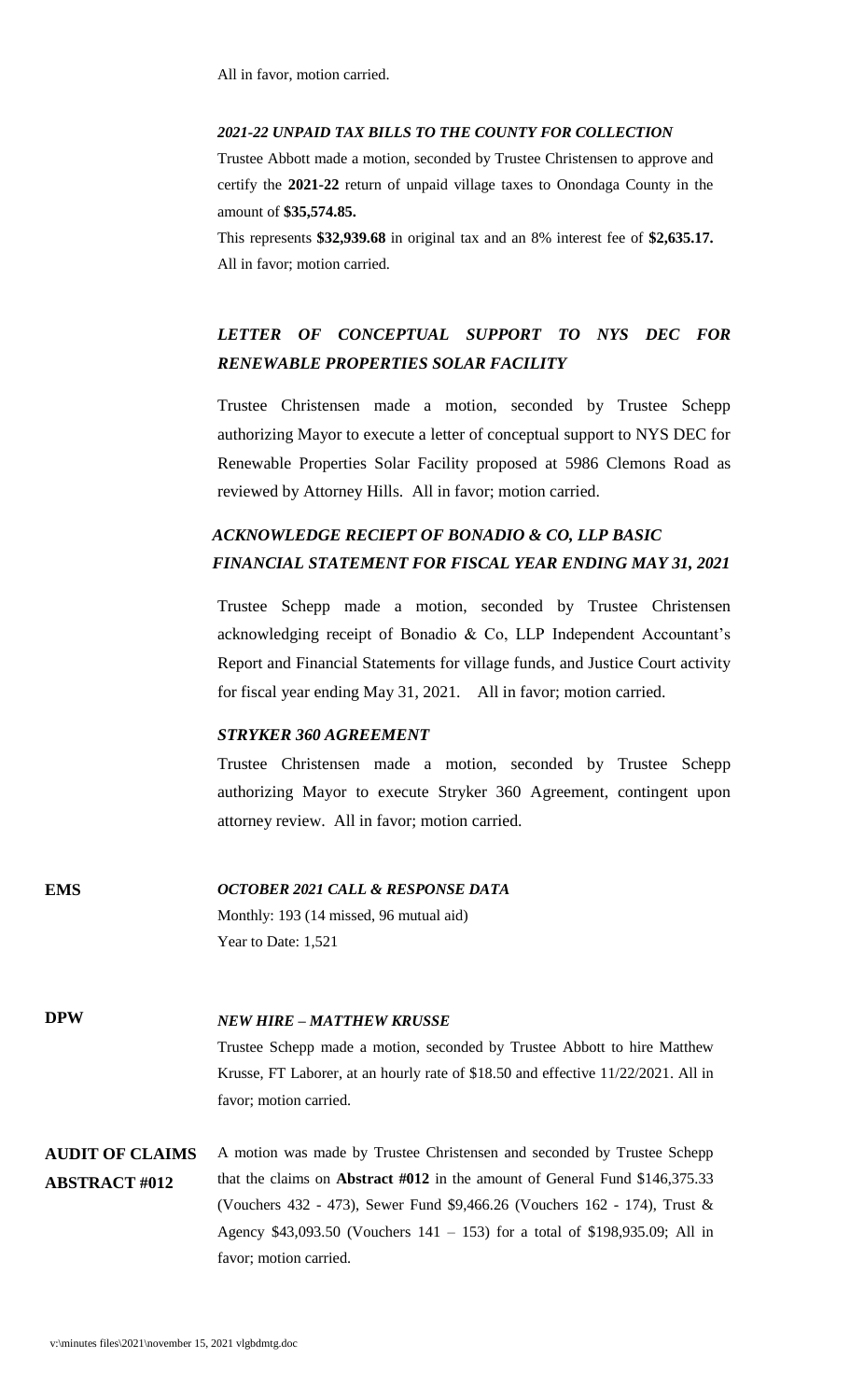All in favor, motion carried.

***2021-22 UNPAID TAX BILLS TO THE COUNTY FOR COLLECTION***

Trustee Abbott made a motion, seconded by Trustee Christensen to approve and certify the **2021-22** return of unpaid village taxes to Onondaga County in the amount of **$35,574.85.**

This represents **$32,939.68** in original tax and an 8% interest fee of **$2,635.17.** All in favor; motion carried.

***LETTER OF CONCEPTUAL SUPPORT TO NYS DEC FOR RENEWABLE PROPERTIES SOLAR FACILITY***

Trustee Christensen made a motion, seconded by Trustee Schepp authorizing Mayor to execute a letter of conceptual support to NYS DEC for Renewable Properties Solar Facility proposed at 5986 Clemons Road as reviewed by Attorney Hills. All in favor; motion carried.

***ACKNOWLEDGE RECIEPT OF BONADIO & CO, LLP BASIC FINANCIAL STATEMENT FOR FISCAL YEAR ENDING MAY 31, 2021***

Trustee Schepp made a motion, seconded by Trustee Christensen acknowledging receipt of Bonadio & Co, LLP Independent Accountant's Report and Financial Statements for village funds, and Justice Court activity for fiscal year ending May 31, 2021. All in favor; motion carried.

***STRYKER 360 AGREEMENT***

Trustee Christensen made a motion, seconded by Trustee Schepp authorizing Mayor to execute Stryker 360 Agreement, contingent upon attorney review. All in favor; motion carried.

**EMS**

***OCTOBER 2021 CALL & RESPONSE DATA***

Monthly: 193 (14 missed, 96 mutual aid)
Year to Date: 1,521

**DPW**

***NEW HIRE – MATTHEW KRUSSE***

Trustee Schepp made a motion, seconded by Trustee Abbott to hire Matthew Krusse, FT Laborer, at an hourly rate of $18.50 and effective 11/22/2021. All in favor; motion carried.

**AUDIT OF CLAIMS ABSTRACT #012**

A motion was made by Trustee Christensen and seconded by Trustee Schepp that the claims on **Abstract #012** in the amount of General Fund $146,375.33 (Vouchers 432 - 473), Sewer Fund $9,466.26 (Vouchers 162 - 174), Trust & Agency $43,093.50 (Vouchers 141 – 153) for a total of $198,935.09; All in favor; motion carried.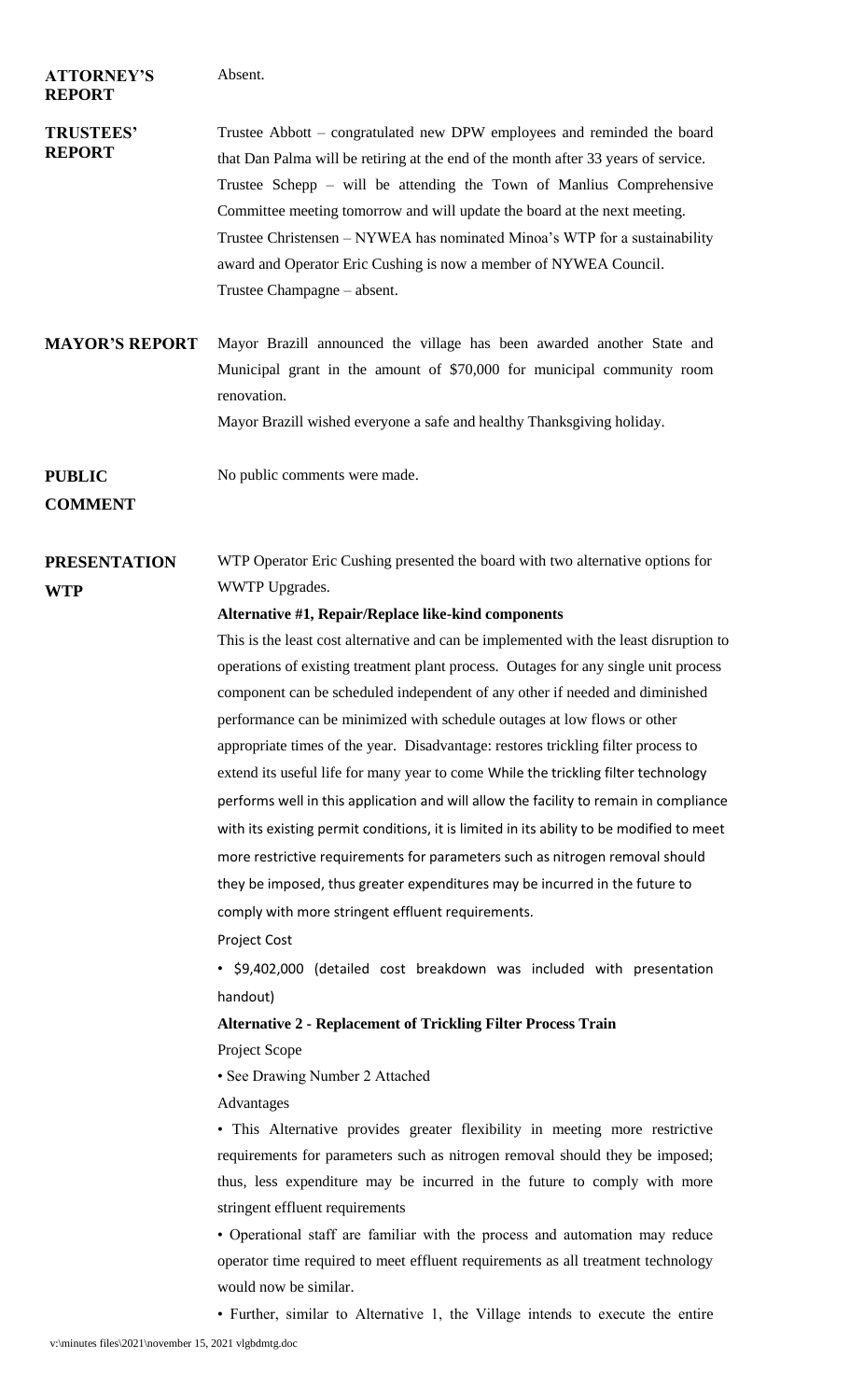**ATTORNEY'S REPORT** Absent.

**TRUSTEES' REPORT** Trustee Abbott – congratulated new DPW employees and reminded the board that Dan Palma will be retiring at the end of the month after 33 years of service.
Trustee Schepp – will be attending the Town of Manlius Comprehensive Committee meeting tomorrow and will update the board at the next meeting.
Trustee Christensen – NYWEA has nominated Minoa's WTP for a sustainability award and Operator Eric Cushing is now a member of NYWEA Council.
Trustee Champagne – absent.

**MAYOR'S REPORT** Mayor Brazill announced the village has been awarded another State and Municipal grant in the amount of $70,000 for municipal community room renovation.
Mayor Brazill wished everyone a safe and healthy Thanksgiving holiday.

**PUBLIC COMMENT** No public comments were made.

**PRESENTATION WTP** WTP Operator Eric Cushing presented the board with two alternative options for WWTP Upgrades.

**Alternative #1, Repair/Replace like-kind components**

This is the least cost alternative and can be implemented with the least disruption to operations of existing treatment plant process. Outages for any single unit process component can be scheduled independent of any other if needed and diminished performance can be minimized with schedule outages at low flows or other appropriate times of the year. Disadvantage: restores trickling filter process to extend its useful life for many year to come While the trickling filter technology performs well in this application and will allow the facility to remain in compliance with its existing permit conditions, it is limited in its ability to be modified to meet more restrictive requirements for parameters such as nitrogen removal should they be imposed, thus greater expenditures may be incurred in the future to comply with more stringent effluent requirements.

Project Cost

- $9,402,000 (detailed cost breakdown was included with presentation handout)

**Alternative 2 - Replacement of Trickling Filter Process Train**

Project Scope

- See Drawing Number 2 Attached

Advantages

- This Alternative provides greater flexibility in meeting more restrictive requirements for parameters such as nitrogen removal should they be imposed; thus, less expenditure may be incurred in the future to comply with more stringent effluent requirements
- Operational staff are familiar with the process and automation may reduce operator time required to meet effluent requirements as all treatment technology would now be similar.
- Further, similar to Alternative 1, the Village intends to execute the entire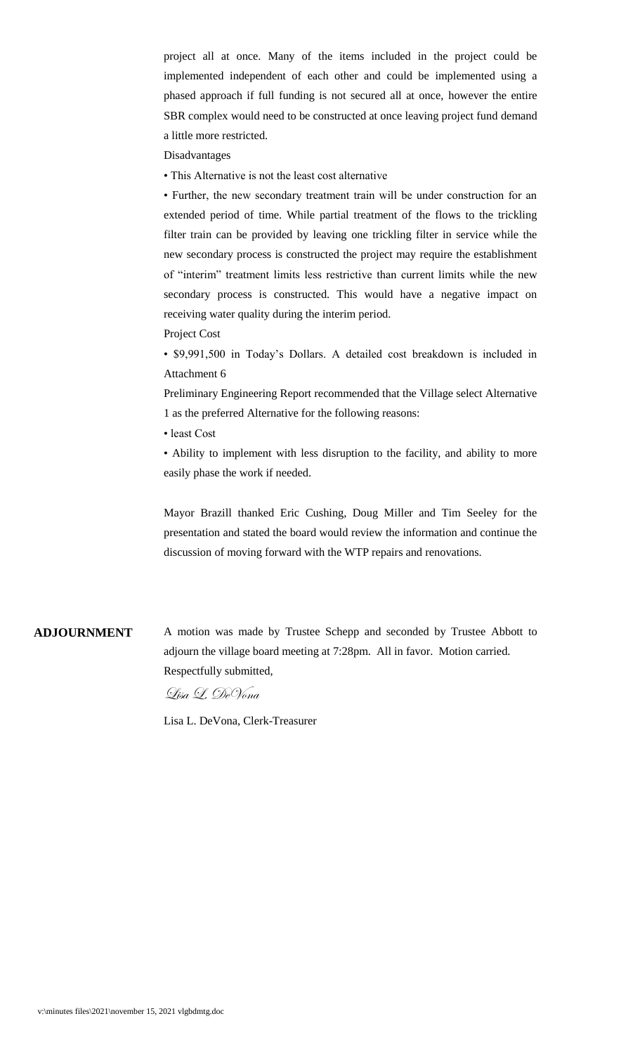project all at once. Many of the items included in the project could be implemented independent of each other and could be implemented using a phased approach if full funding is not secured all at once, however the entire SBR complex would need to be constructed at once leaving project fund demand a little more restricted.

Disadvantages

• This Alternative is not the least cost alternative

• Further, the new secondary treatment train will be under construction for an extended period of time. While partial treatment of the flows to the trickling filter train can be provided by leaving one trickling filter in service while the new secondary process is constructed the project may require the establishment of "interim" treatment limits less restrictive than current limits while the new secondary process is constructed. This would have a negative impact on receiving water quality during the interim period.

Project Cost

• $9,991,500 in Today's Dollars. A detailed cost breakdown is included in Attachment 6

Preliminary Engineering Report recommended that the Village select Alternative 1 as the preferred Alternative for the following reasons:

• least Cost

• Ability to implement with less disruption to the facility, and ability to more easily phase the work if needed.

Mayor Brazill thanked Eric Cushing, Doug Miller and Tim Seeley for the presentation and stated the board would review the information and continue the discussion of moving forward with the WTP repairs and renovations.

**ADJOURNMENT**

A motion was made by Trustee Schepp and seconded by Trustee Abbott to adjourn the village board meeting at 7:28pm. All in favor. Motion carried.

Respectfully submitted,

*Lisa L. DeVona*

Lisa L. DeVona, Clerk-Treasurer

v:\minutes files\2021\november 15, 2021 vlgbdmtg.doc